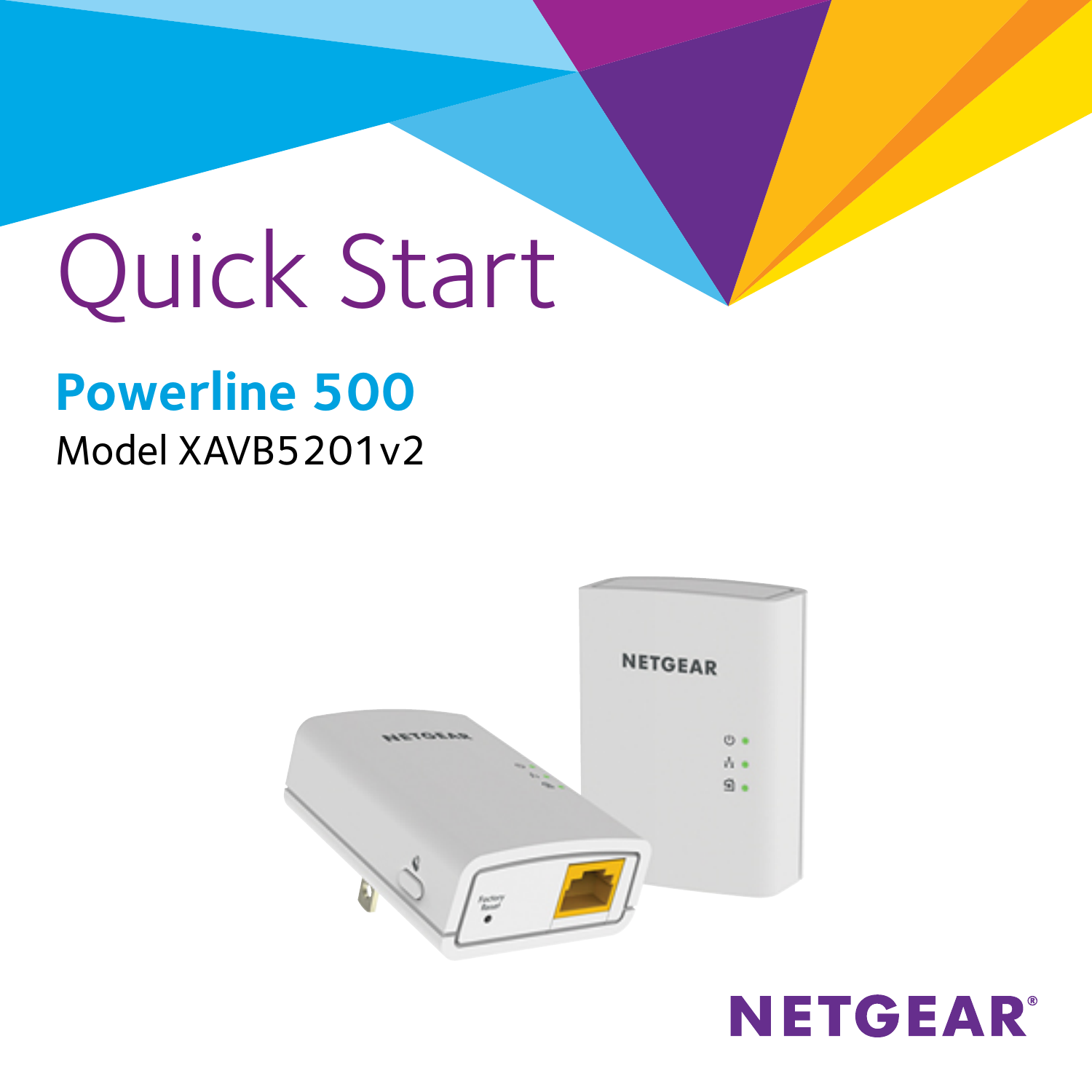# Quick Start

## Powerline 500

Model XAVB5201v2

NETGEAR®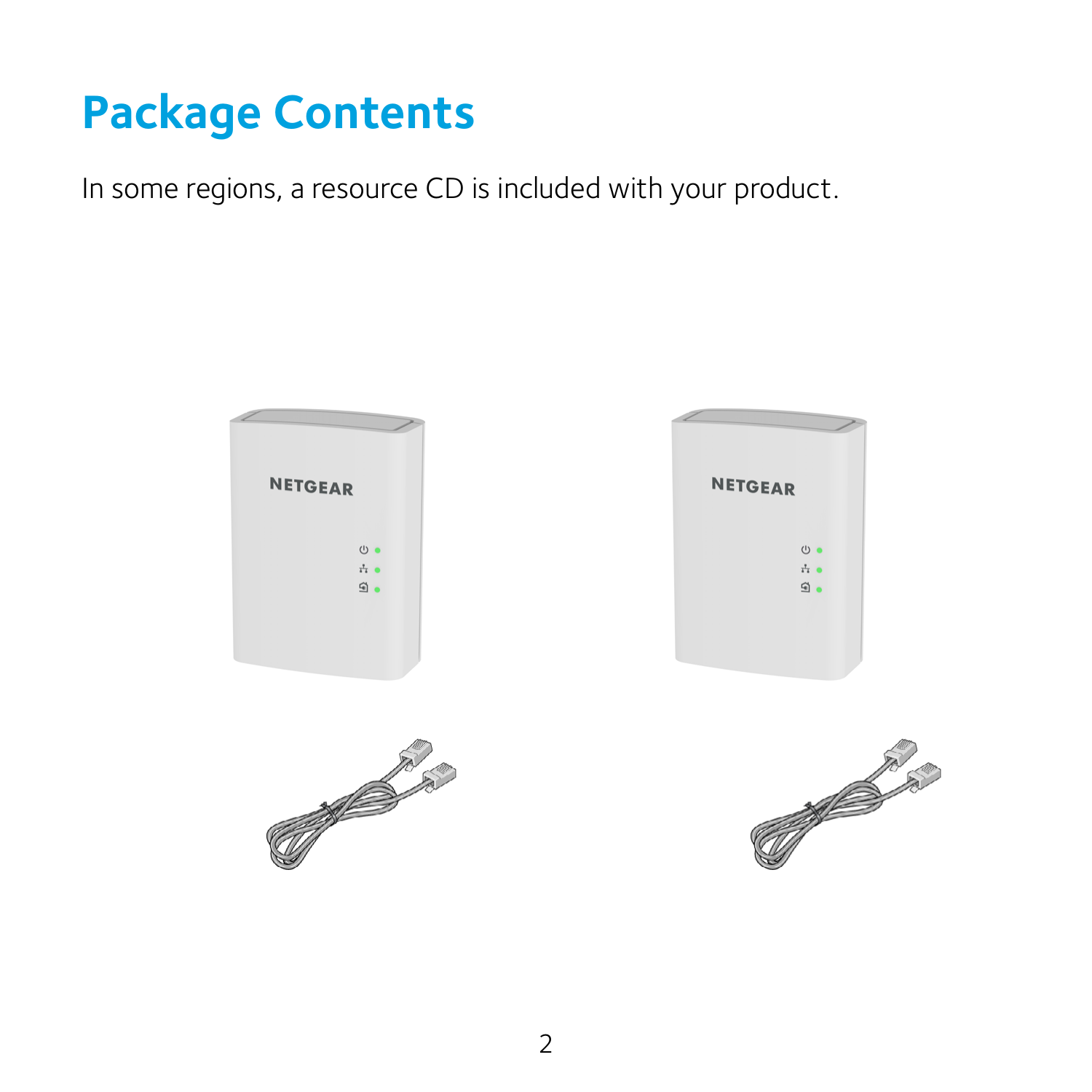# Package Contents

In some regions, a resource CD is included with your product.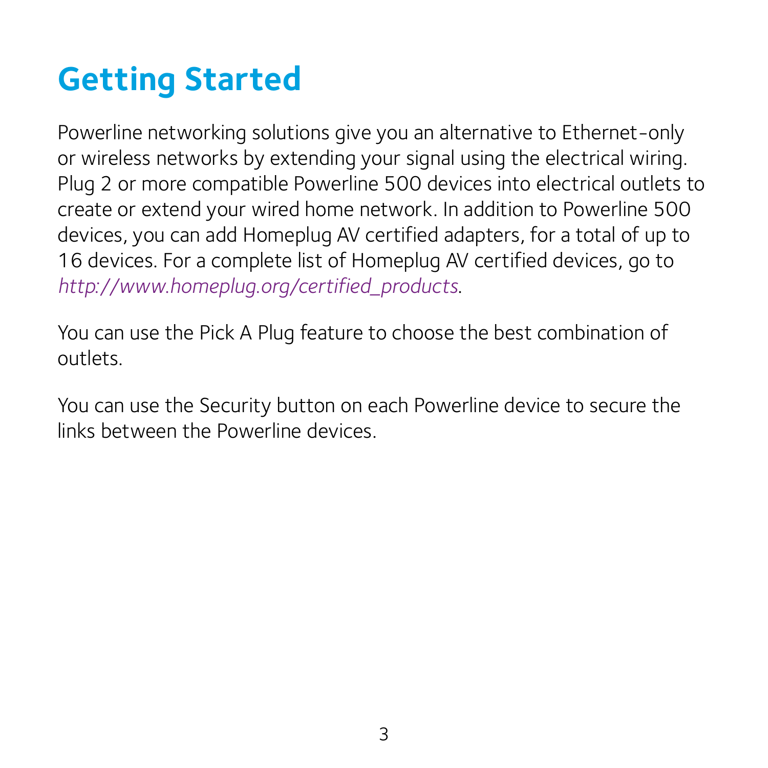# Getting Started

Powerline networking solutions give you an alternative to Ethernet-only or wireless networks by extending your signal using the electrical wiring. Plug 2 or more compatible Powerline 500 devices into electrical outlets to create or extend your wired home network. In addition to Powerline 500 devices, you can add Homeplug AV certified adapters, for a total of up to 16 devices. For a complete list of Homeplug AV certified devices, go to *http://www.homeplug.org/certified_products*.

You can use the Pick A Plug feature to choose the best combination of outlets.

You can use the Security button on each Powerline device to secure the links between the Powerline devices.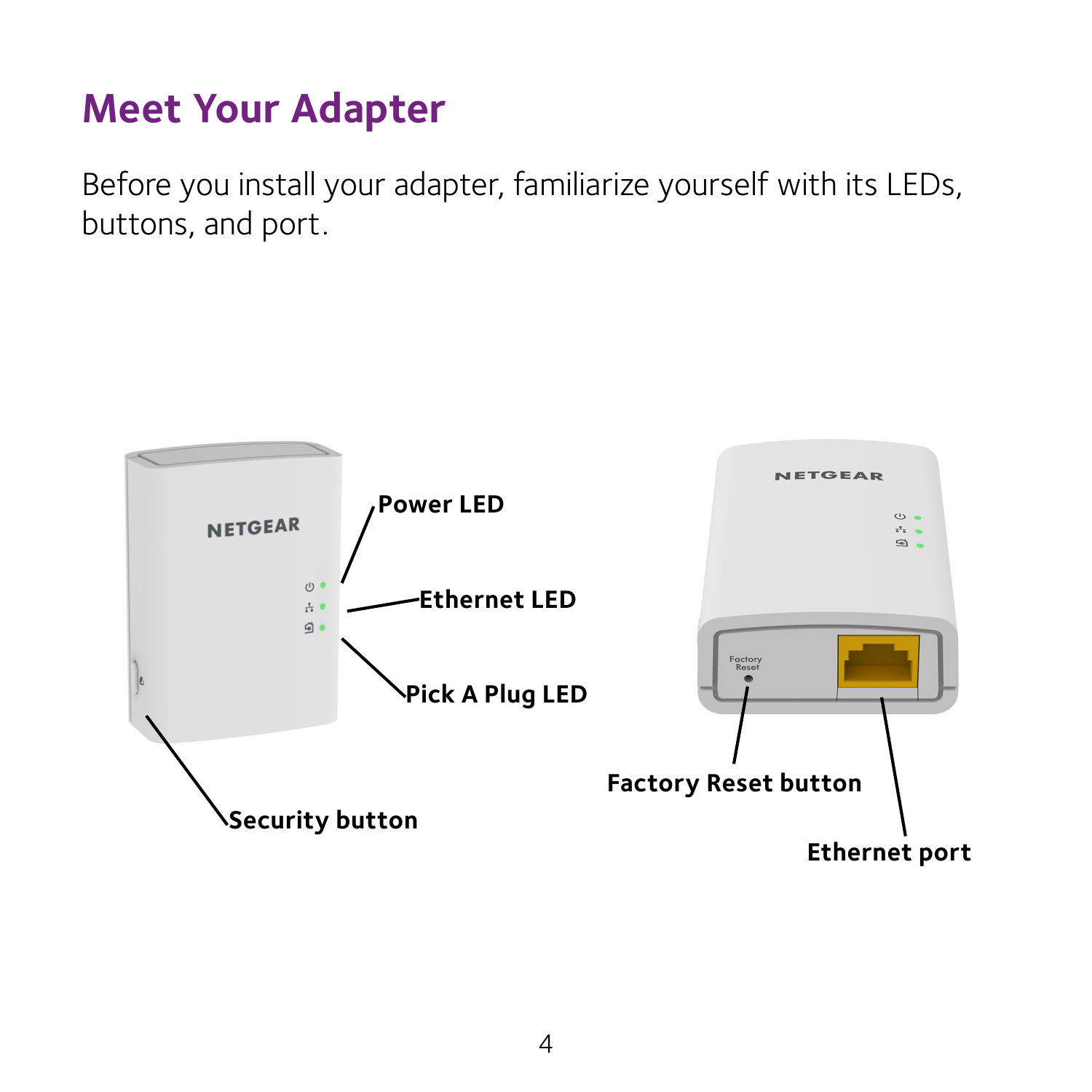# Meet Your Adapter

Before you install your adapter, familiarize yourself with its LEDs, buttons, and port.

Power LED

Ethernet LED

Pick A Plug LED

Security button

Factory Reset button

Ethernet port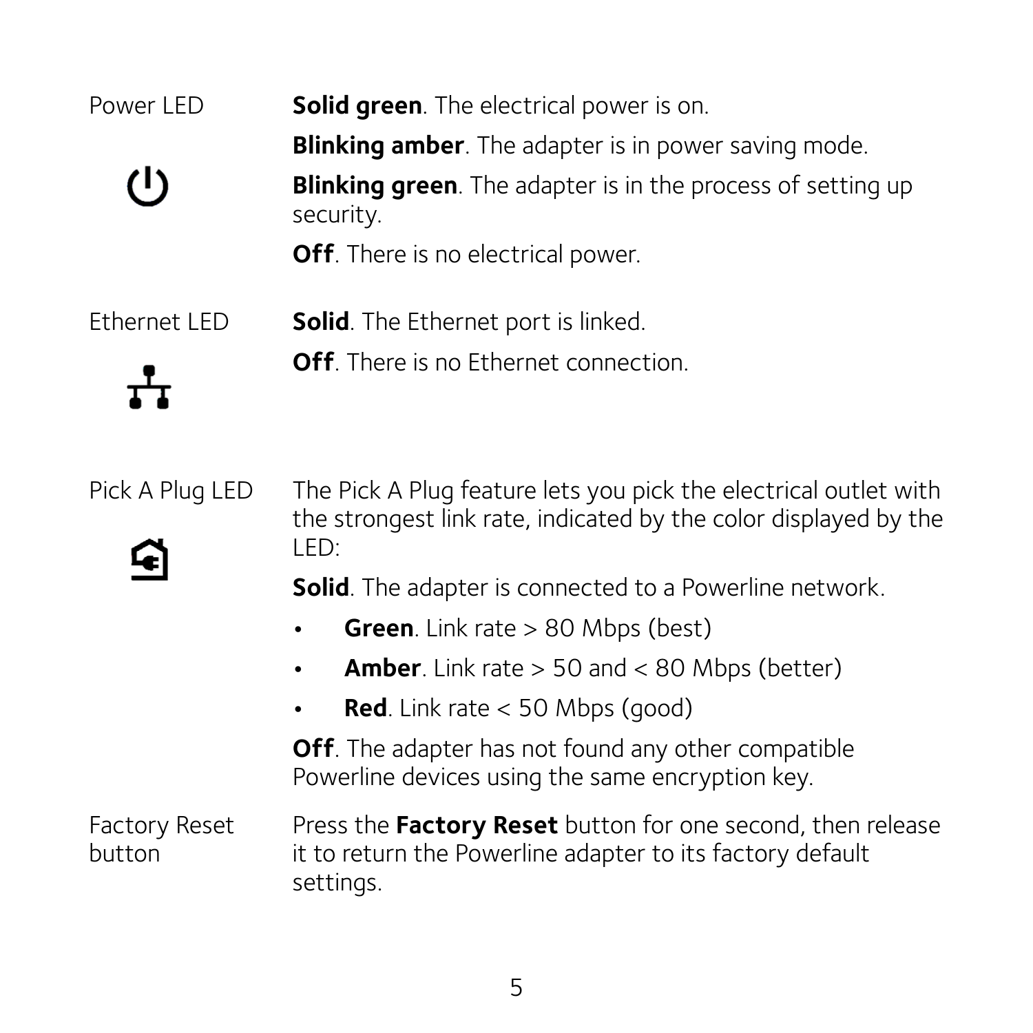| | |
|---|---|
| Power LED | **Solid green**. The electrical power is on.<br>**Blinking amber**. The adapter is in power saving mode.<br>**Blinking green**. The adapter is in the process of setting up security.<br>**Off**. There is no electrical power. |
| Ethernet LED | **Solid**. The Ethernet port is linked.<br>**Off**. There is no Ethernet connection. |
| Pick A Plug LED | The Pick A Plug feature lets you pick the electrical outlet with the strongest link rate, indicated by the color displayed by the LED:<br>**Solid**. The adapter is connected to a Powerline network.<br>• **Green**. Link rate > 80 Mbps (best)<br>• **Amber**. Link rate > 50 and < 80 Mbps (better)<br>• **Red**. Link rate < 50 Mbps (good)<br>**Off**. The adapter has not found any other compatible Powerline devices using the same encryption key. |
| Factory Reset button | Press the **Factory Reset** button for one second, then release it to return the Powerline adapter to its factory default settings. |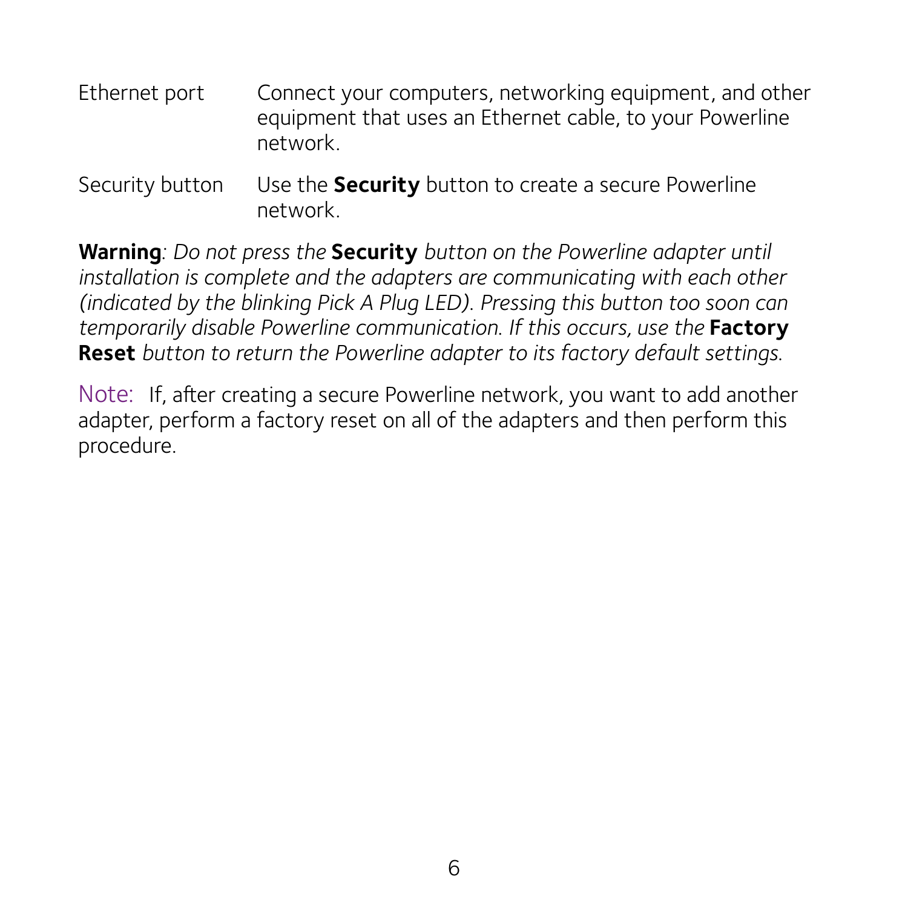| | |
|---|---|
| Ethernet port | Connect your computers, networking equipment, and other equipment that uses an Ethernet cable, to your Powerline network. |
| Security button | Use the **Security** button to create a secure Powerline network. |

**Warning**: *Do not press the* **Security** *button on the Powerline adapter until installation is complete and the adapters are communicating with each other (indicated by the blinking Pick A Plug LED). Pressing this button too soon can temporarily disable Powerline communication. If this occurs, use the* **Factory Reset** *button to return the Powerline adapter to its factory default settings.*

Note: If, after creating a secure Powerline network, you want to add another adapter, perform a factory reset on all of the adapters and then perform this procedure.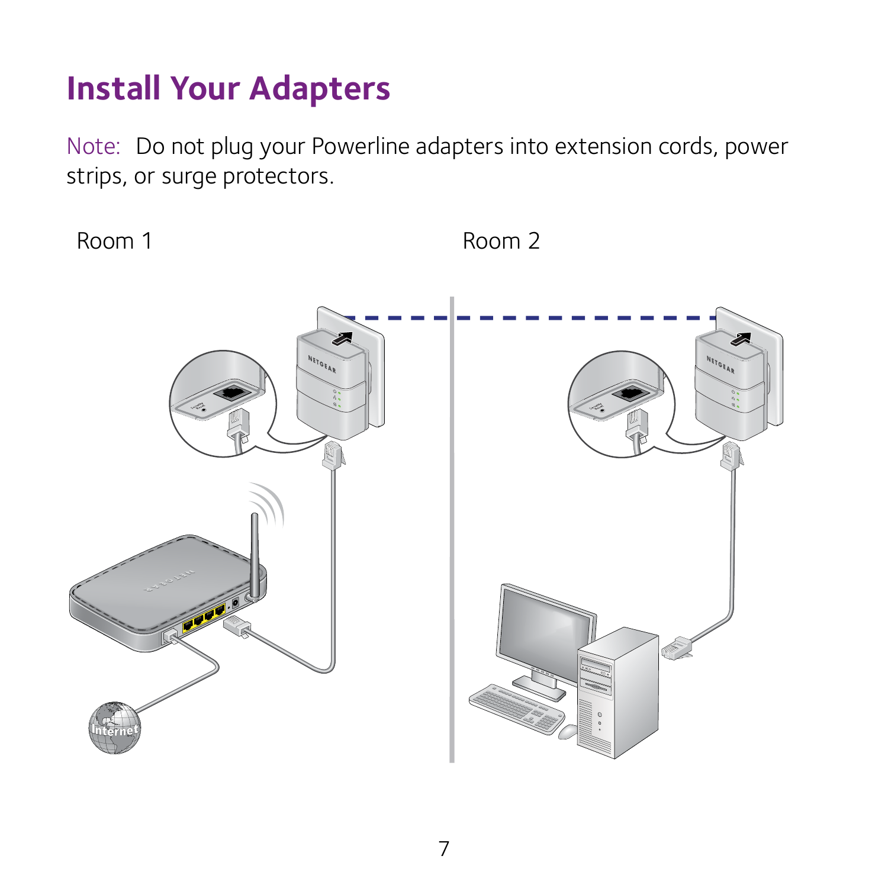# Install Your Adapters

Note: Do not plug your Powerline adapters into extension cords, power strips, or surge protectors.

Room 1

Room 2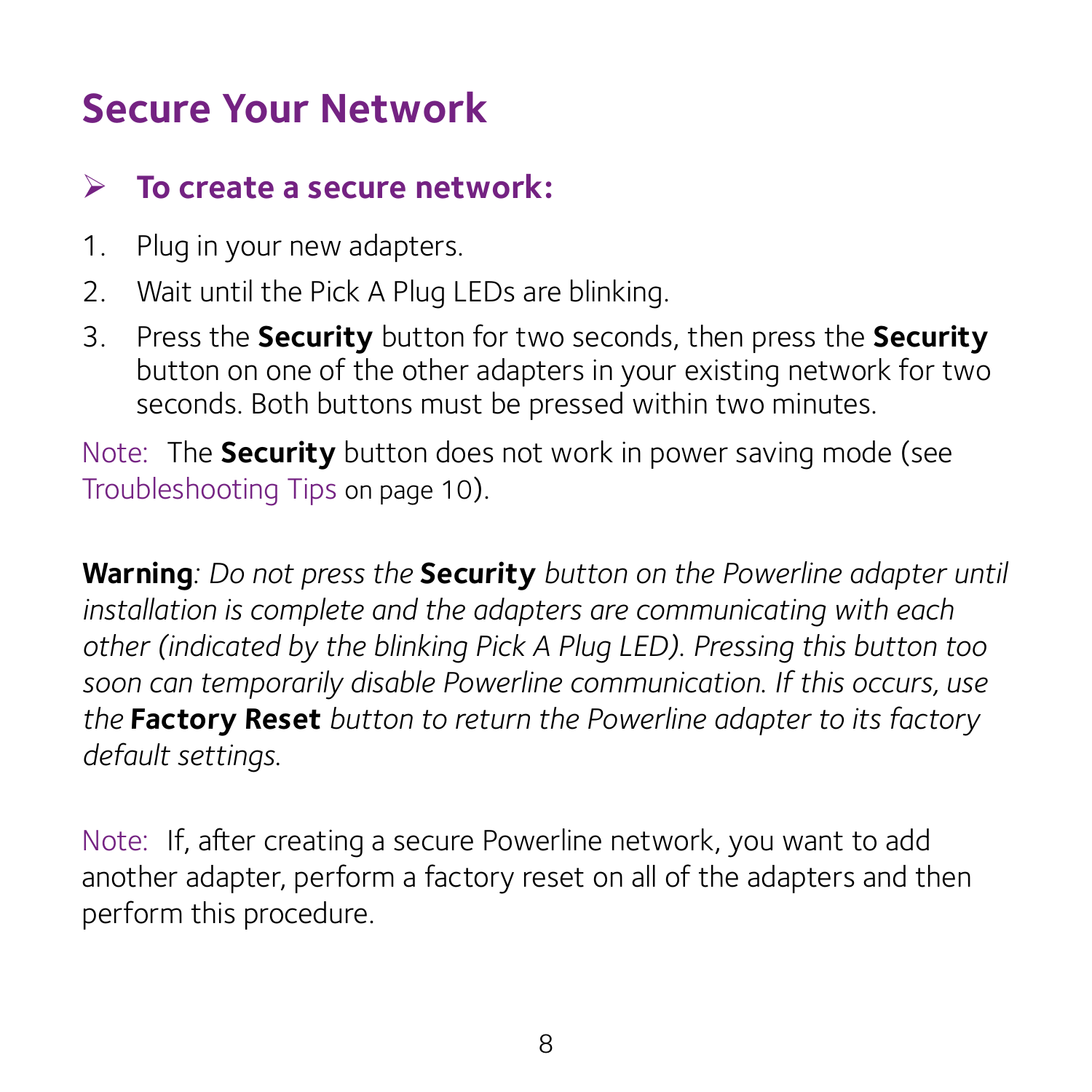# Secure Your Network

## ➢ To create a secure network:

1. Plug in your new adapters.
2. Wait until the Pick A Plug LEDs are blinking.
3. Press the **Security** button for two seconds, then press the **Security** button on one of the other adapters in your existing network for two seconds. Both buttons must be pressed within two minutes.

Note: The **Security** button does not work in power saving mode (see Troubleshooting Tips on page 10).

**Warning**: *Do not press the* **Security** *button on the Powerline adapter until installation is complete and the adapters are communicating with each other (indicated by the blinking Pick A Plug LED). Pressing this button too soon can temporarily disable Powerline communication. If this occurs, use the* **Factory Reset** *button to return the Powerline adapter to its factory default settings.*

Note: If, after creating a secure Powerline network, you want to add another adapter, perform a factory reset on all of the adapters and then perform this procedure.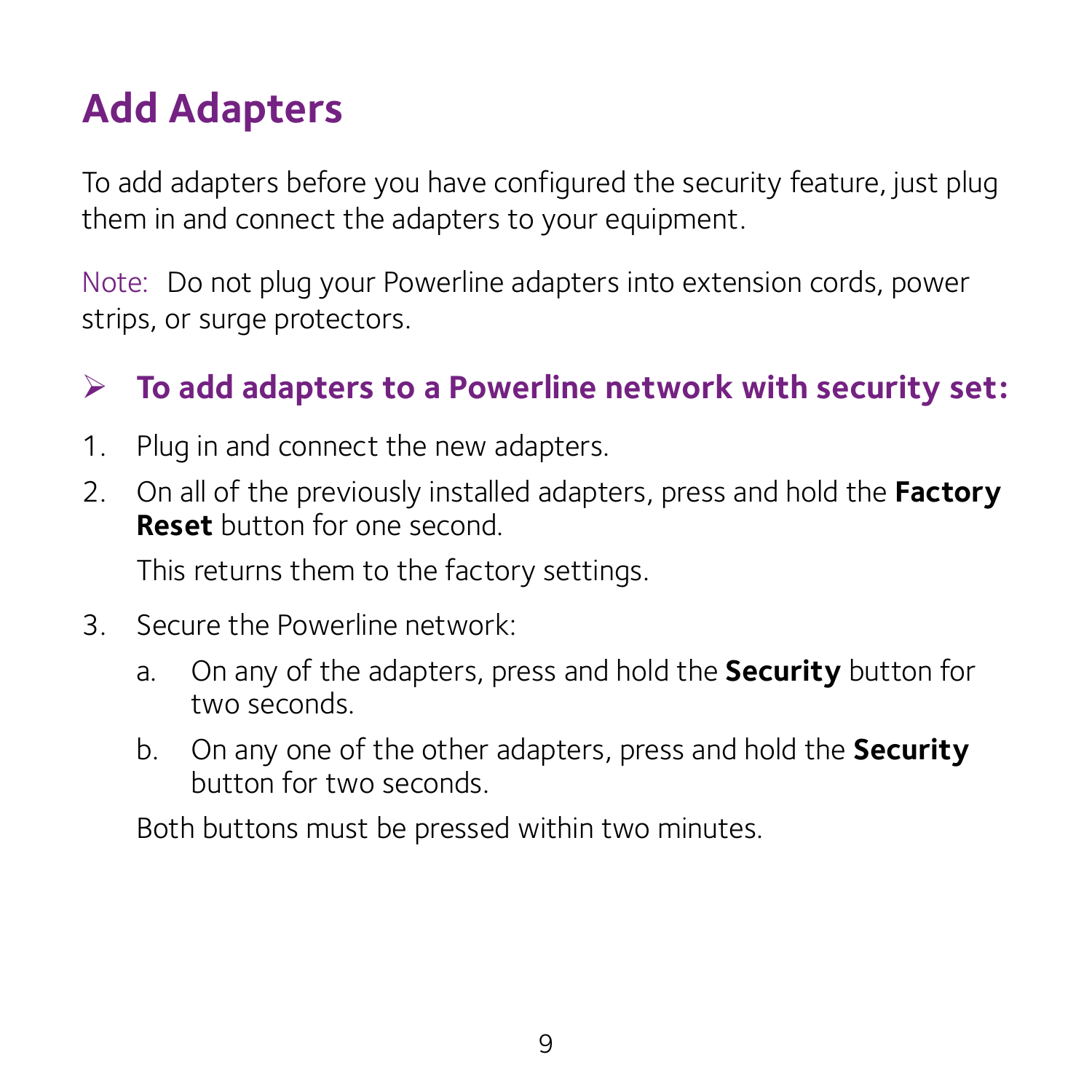# Add Adapters

To add adapters before you have configured the security feature, just plug them in and connect the adapters to your equipment.

Note: Do not plug your Powerline adapters into extension cords, power strips, or surge protectors.

### ➢ To add adapters to a Powerline network with security set:

1. Plug in and connect the new adapters.
2. On all of the previously installed adapters, press and hold the **Factory Reset** button for one second.

   This returns them to the factory settings.

3. Secure the Powerline network:
   a. On any of the adapters, press and hold the **Security** button for two seconds.
   b. On any one of the other adapters, press and hold the **Security** button for two seconds.

   Both buttons must be pressed within two minutes.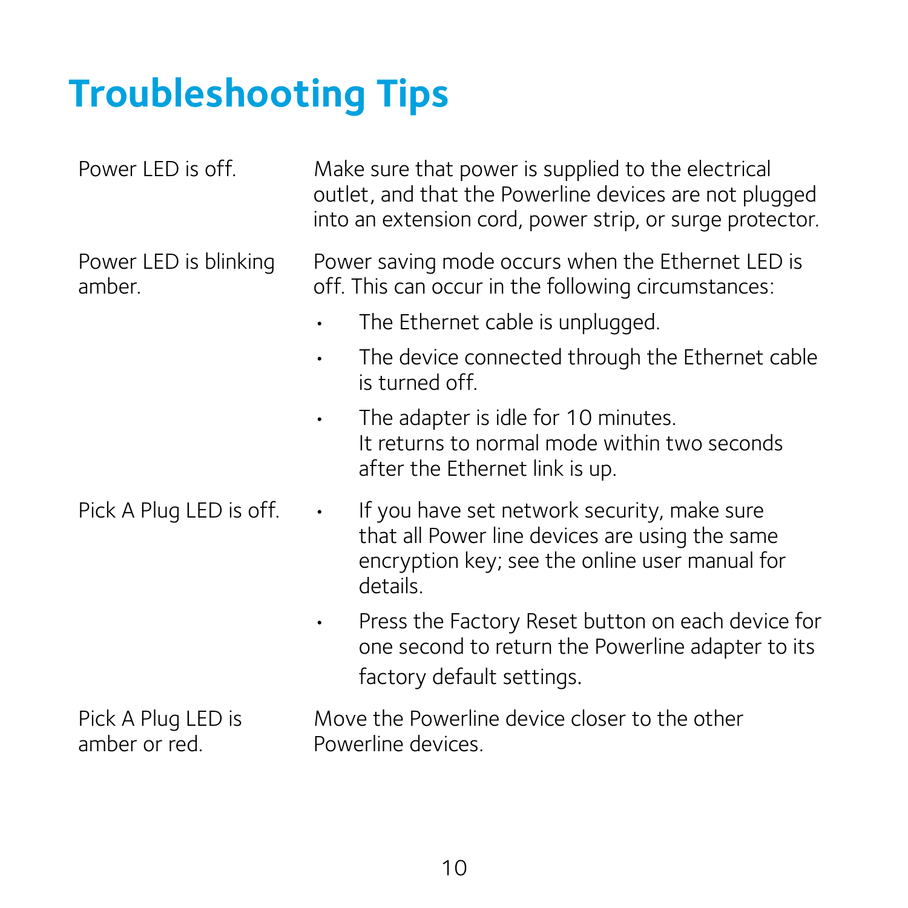# Troubleshooting Tips

| | |
|---|---|
| Power LED is off. | Make sure that power is supplied to the electrical outlet, and that the Powerline devices are not plugged into an extension cord, power strip, or surge protector. |
| Power LED is blinking amber. | Power saving mode occurs when the Ethernet LED is off. This can occur in the following circumstances:<br>• The Ethernet cable is unplugged.<br>• The device connected through the Ethernet cable is turned off.<br>• The adapter is idle for 10 minutes. It returns to normal mode within two seconds after the Ethernet link is up. |
| Pick A Plug LED is off. | • If you have set network security, make sure that all Power line devices are using the same encryption key; see the online user manual for details.<br>• Press the Factory Reset button on each device for one second to return the Powerline adapter to its factory default settings. |
| Pick A Plug LED is amber or red. | Move the Powerline device closer to the other Powerline devices. |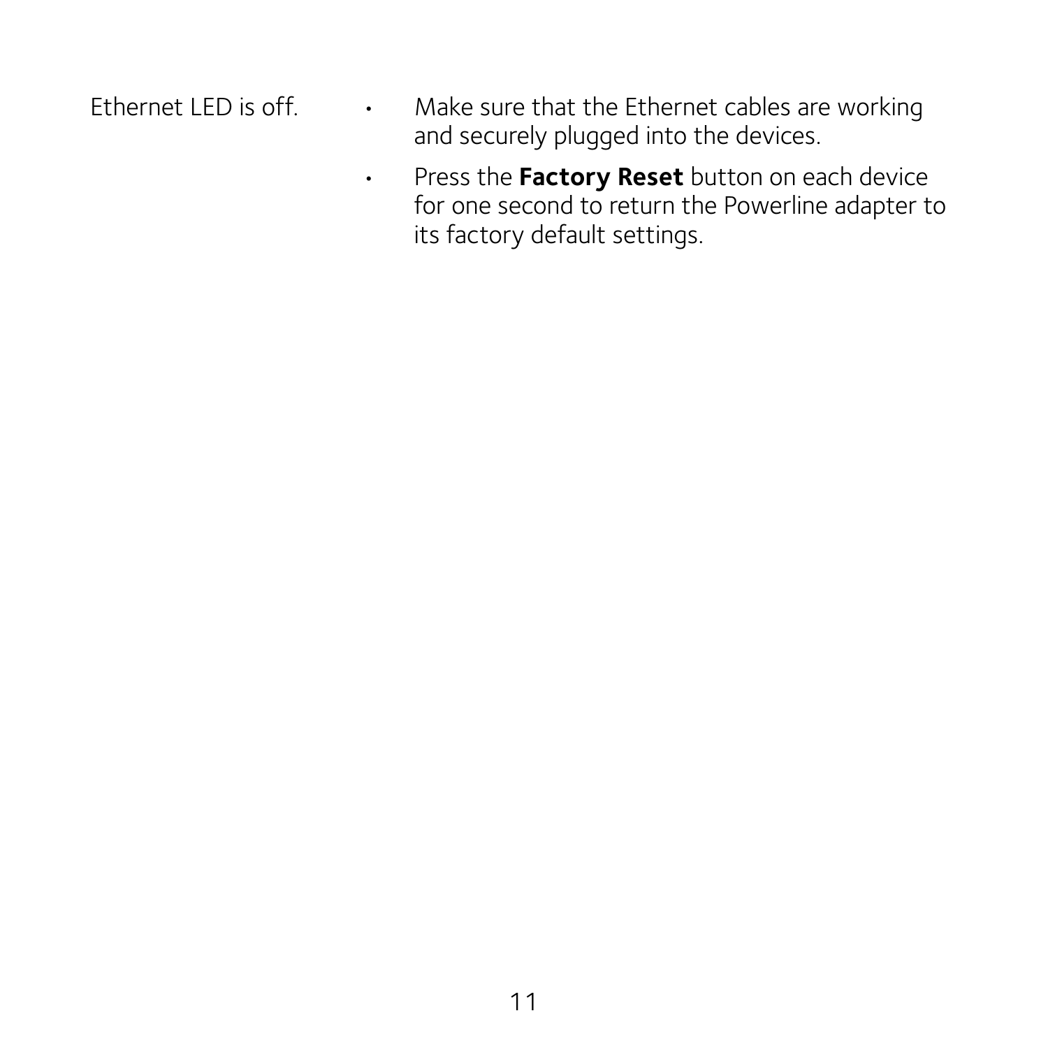| | |
|---|---|
| Ethernet LED is off. | • Make sure that the Ethernet cables are working and securely plugged into the devices.<br>• Press the **Factory Reset** button on each device for one second to return the Powerline adapter to its factory default settings. |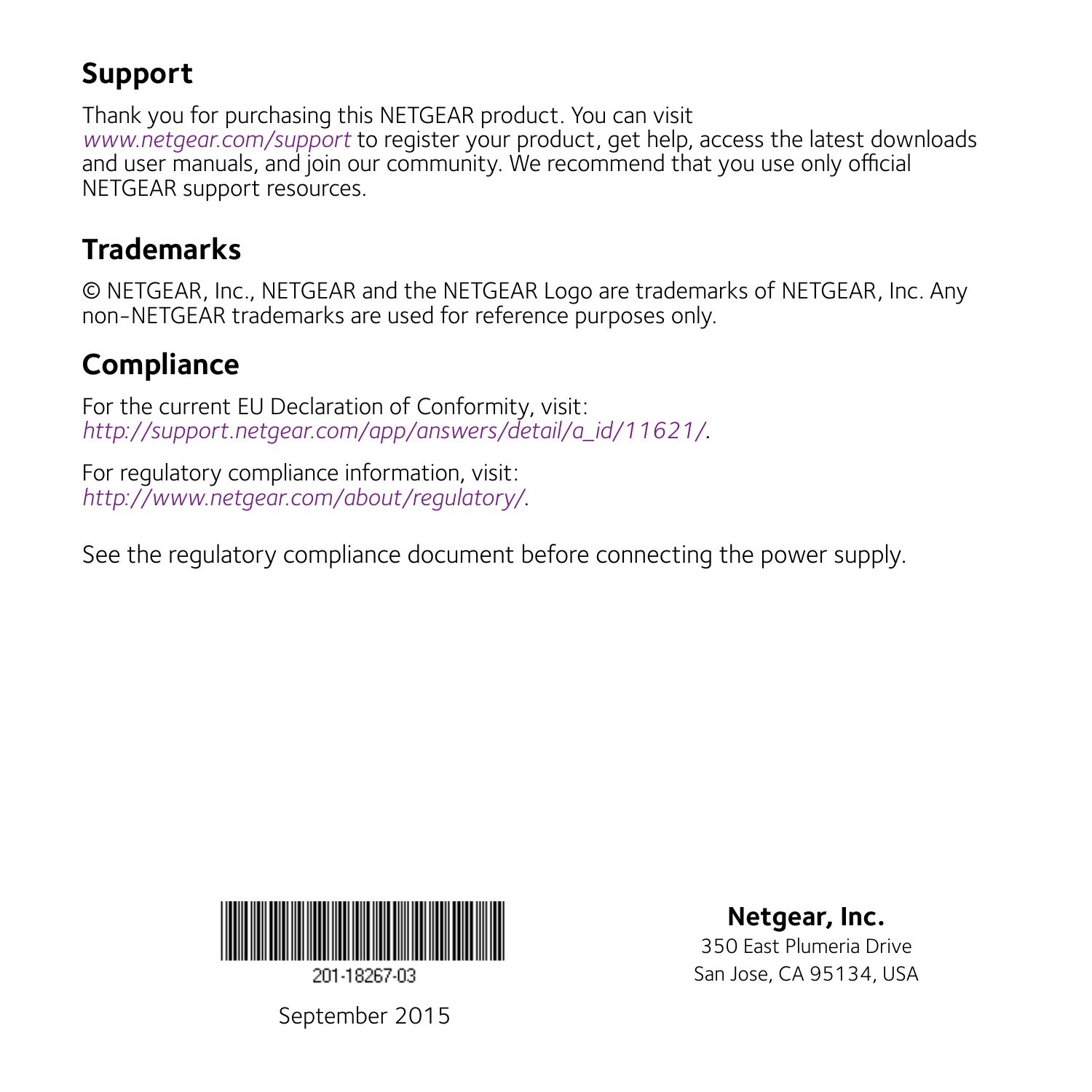## Support

Thank you for purchasing this NETGEAR product. You can visit *www.netgear.com/support* to register your product, get help, access the latest downloads and user manuals, and join our community. We recommend that you use only official NETGEAR support resources.

## Trademarks

© NETGEAR, Inc., NETGEAR and the NETGEAR Logo are trademarks of NETGEAR, Inc. Any non-NETGEAR trademarks are used for reference purposes only.

## Compliance

For the current EU Declaration of Conformity, visit: *http://support.netgear.com/app/answers/detail/a_id/11621/*.

For regulatory compliance information, visit: *http://www.netgear.com/about/regulatory/*.

See the regulatory compliance document before connecting the power supply.

201-18267-03

September 2015

**Netgear, Inc.**
350 East Plumeria Drive
San Jose, CA 95134, USA